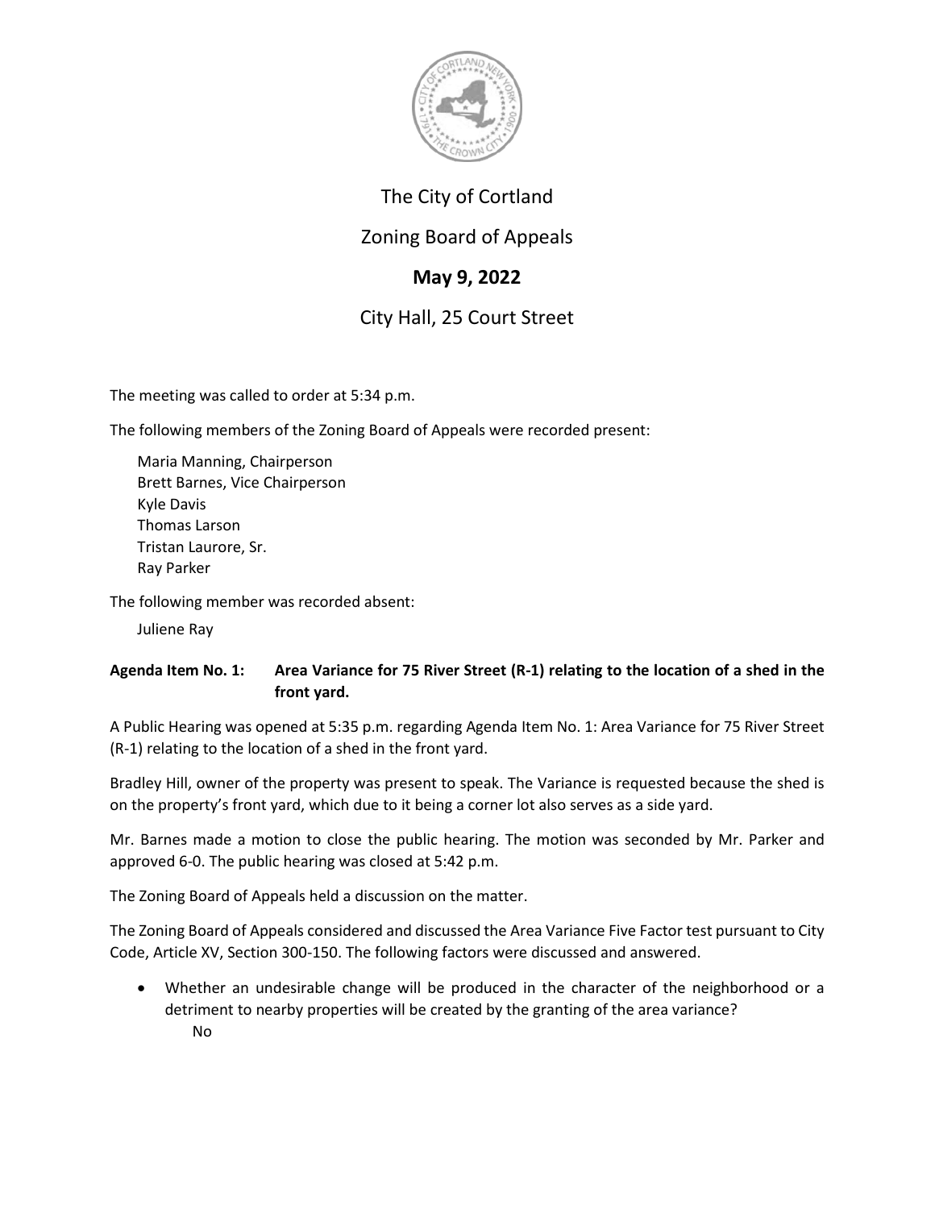# The City of Cortland

## Zoning Board of Appeals

## **May 9, 2022**

## City Hall, 25 Court Street

The meeting was called to order at 5:34 p.m.

The following members of the Zoning Board of Appeals were recorded present:

Maria Manning, Chairperson
Brett Barnes, Vice Chairperson
Kyle Davis
Thomas Larson
Tristan Laurore, Sr.
Ray Parker

The following member was recorded absent:

Juliene Ray

**Agenda Item No. 1: Area Variance for 75 River Street (R-1) relating to the location of a shed in the front yard.**

A Public Hearing was opened at 5:35 p.m. regarding Agenda Item No. 1: Area Variance for 75 River Street (R-1) relating to the location of a shed in the front yard.

Bradley Hill, owner of the property was present to speak. The Variance is requested because the shed is on the property's front yard, which due to it being a corner lot also serves as a side yard.

Mr. Barnes made a motion to close the public hearing. The motion was seconded by Mr. Parker and approved 6-0. The public hearing was closed at 5:42 p.m.

The Zoning Board of Appeals held a discussion on the matter.

The Zoning Board of Appeals considered and discussed the Area Variance Five Factor test pursuant to City Code, Article XV, Section 300-150. The following factors were discussed and answered.

- Whether an undesirable change will be produced in the character of the neighborhood or a detriment to nearby properties will be created by the granting of the area variance?
  No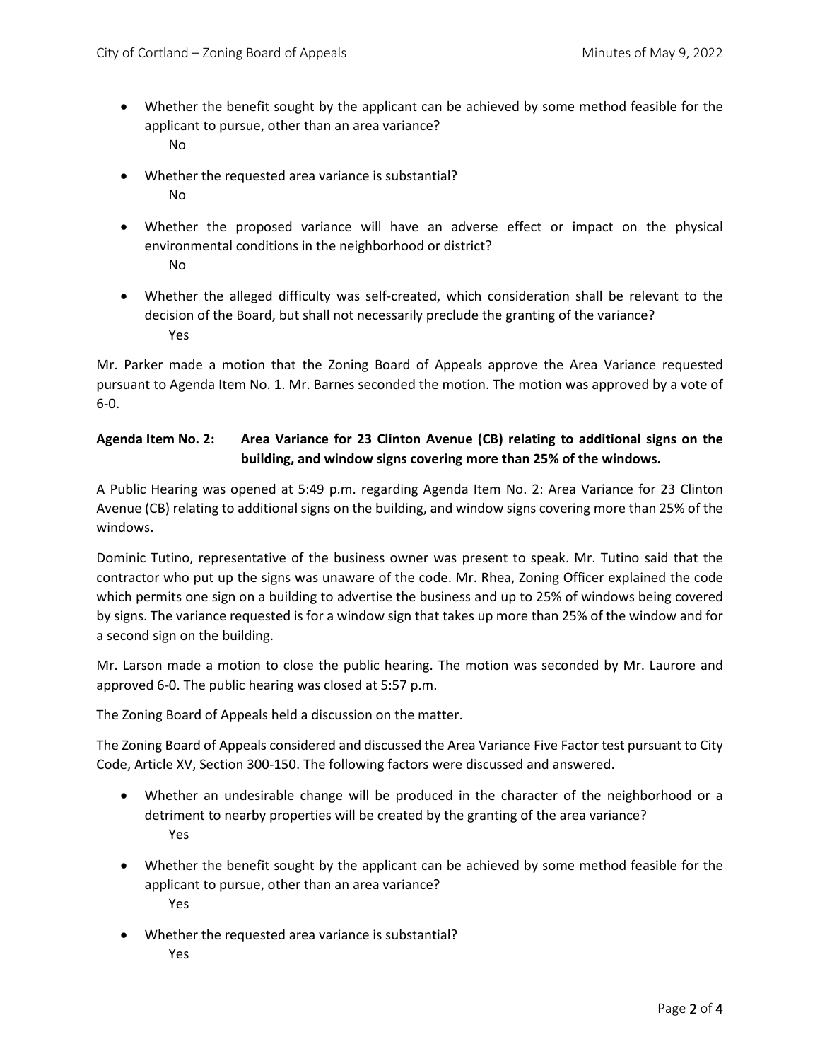- Whether the benefit sought by the applicant can be achieved by some method feasible for the applicant to pursue, other than an area variance?
  No

- Whether the requested area variance is substantial?
  No

- Whether the proposed variance will have an adverse effect or impact on the physical environmental conditions in the neighborhood or district?
  No

- Whether the alleged difficulty was self-created, which consideration shall be relevant to the decision of the Board, but shall not necessarily preclude the granting of the variance?
  Yes

Mr. Parker made a motion that the Zoning Board of Appeals approve the Area Variance requested pursuant to Agenda Item No. 1. Mr. Barnes seconded the motion. The motion was approved by a vote of 6-0.

**Agenda Item No. 2: Area Variance for 23 Clinton Avenue (CB) relating to additional signs on the building, and window signs covering more than 25% of the windows.**

A Public Hearing was opened at 5:49 p.m. regarding Agenda Item No. 2: Area Variance for 23 Clinton Avenue (CB) relating to additional signs on the building, and window signs covering more than 25% of the windows.

Dominic Tutino, representative of the business owner was present to speak. Mr. Tutino said that the contractor who put up the signs was unaware of the code. Mr. Rhea, Zoning Officer explained the code which permits one sign on a building to advertise the business and up to 25% of windows being covered by signs. The variance requested is for a window sign that takes up more than 25% of the window and for a second sign on the building.

Mr. Larson made a motion to close the public hearing. The motion was seconded by Mr. Laurore and approved 6-0. The public hearing was closed at 5:57 p.m.

The Zoning Board of Appeals held a discussion on the matter.

The Zoning Board of Appeals considered and discussed the Area Variance Five Factor test pursuant to City Code, Article XV, Section 300-150. The following factors were discussed and answered.

- Whether an undesirable change will be produced in the character of the neighborhood or a detriment to nearby properties will be created by the granting of the area variance?
  Yes

- Whether the benefit sought by the applicant can be achieved by some method feasible for the applicant to pursue, other than an area variance?
  Yes

- Whether the requested area variance is substantial?
  Yes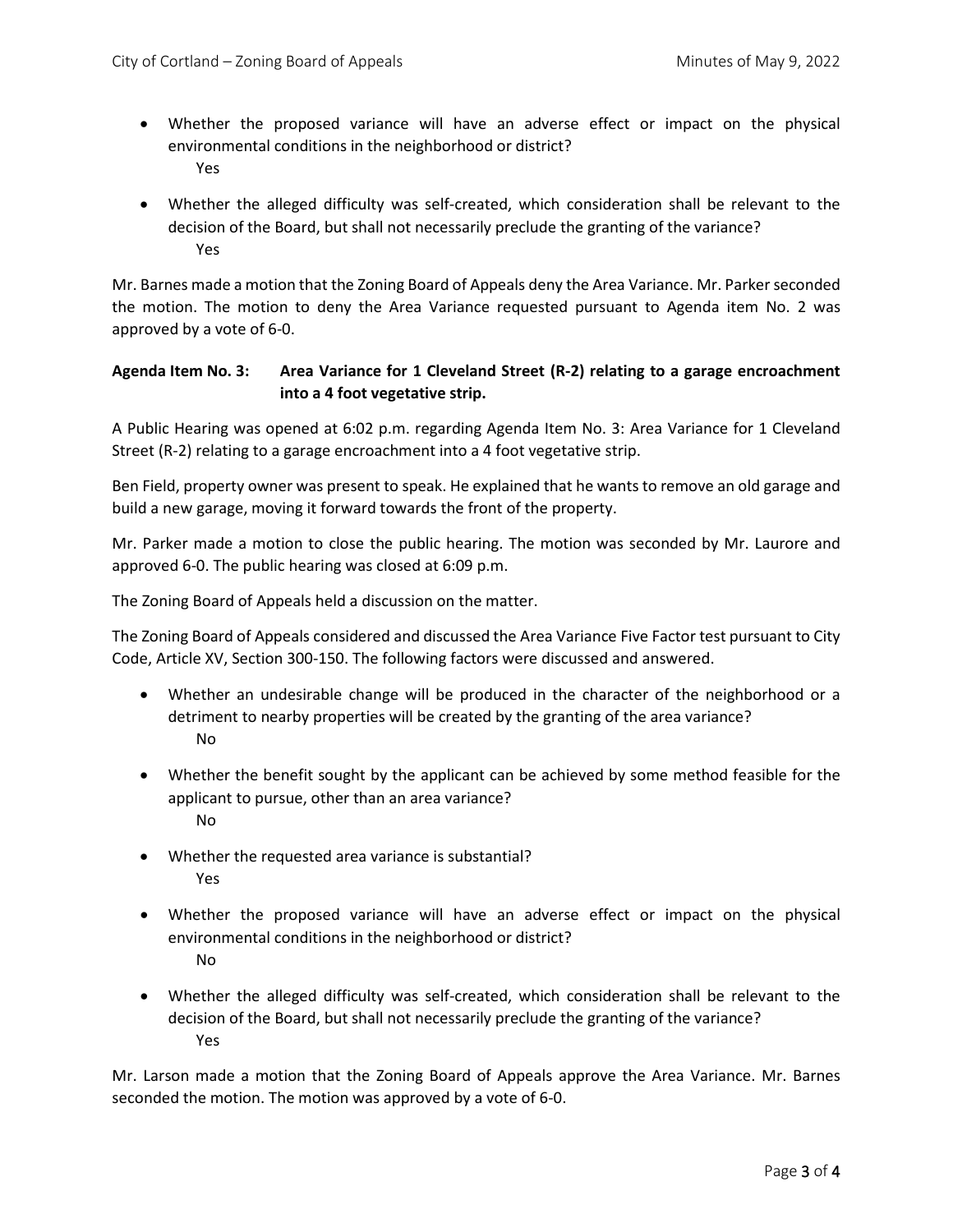- Whether the proposed variance will have an adverse effect or impact on the physical environmental conditions in the neighborhood or district?
  Yes

- Whether the alleged difficulty was self-created, which consideration shall be relevant to the decision of the Board, but shall not necessarily preclude the granting of the variance?
  Yes

Mr. Barnes made a motion that the Zoning Board of Appeals deny the Area Variance. Mr. Parker seconded the motion. The motion to deny the Area Variance requested pursuant to Agenda item No. 2 was approved by a vote of 6-0.

**Agenda Item No. 3: Area Variance for 1 Cleveland Street (R-2) relating to a garage encroachment into a 4 foot vegetative strip.**

A Public Hearing was opened at 6:02 p.m. regarding Agenda Item No. 3: Area Variance for 1 Cleveland Street (R-2) relating to a garage encroachment into a 4 foot vegetative strip.

Ben Field, property owner was present to speak. He explained that he wants to remove an old garage and build a new garage, moving it forward towards the front of the property.

Mr. Parker made a motion to close the public hearing. The motion was seconded by Mr. Laurore and approved 6-0. The public hearing was closed at 6:09 p.m.

The Zoning Board of Appeals held a discussion on the matter.

The Zoning Board of Appeals considered and discussed the Area Variance Five Factor test pursuant to City Code, Article XV, Section 300-150. The following factors were discussed and answered.

- Whether an undesirable change will be produced in the character of the neighborhood or a detriment to nearby properties will be created by the granting of the area variance?
  No

- Whether the benefit sought by the applicant can be achieved by some method feasible for the applicant to pursue, other than an area variance?
  No

- Whether the requested area variance is substantial?
  Yes

- Whether the proposed variance will have an adverse effect or impact on the physical environmental conditions in the neighborhood or district?
  No

- Whether the alleged difficulty was self-created, which consideration shall be relevant to the decision of the Board, but shall not necessarily preclude the granting of the variance?
  Yes

Mr. Larson made a motion that the Zoning Board of Appeals approve the Area Variance. Mr. Barnes seconded the motion. The motion was approved by a vote of 6-0.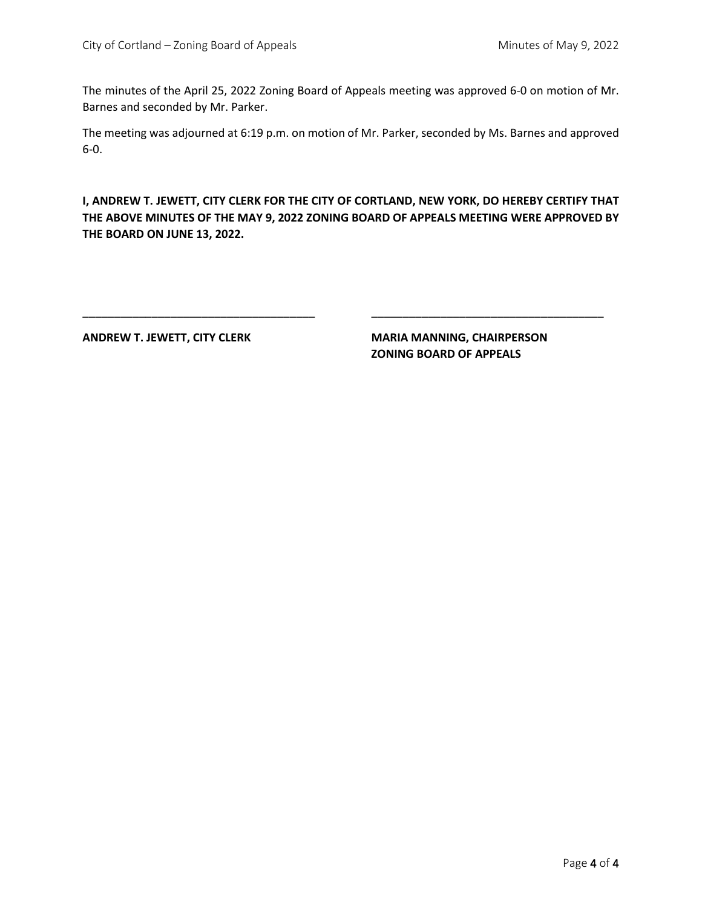The minutes of the April 25, 2022 Zoning Board of Appeals meeting was approved 6-0 on motion of Mr. Barnes and seconded by Mr. Parker.

The meeting was adjourned at 6:19 p.m. on motion of Mr. Parker, seconded by Ms. Barnes and approved 6-0.

**I, ANDREW T. JEWETT, CITY CLERK FOR THE CITY OF CORTLAND, NEW YORK, DO HEREBY CERTIFY THAT THE ABOVE MINUTES OF THE MAY 9, 2022 ZONING BOARD OF APPEALS MEETING WERE APPROVED BY THE BOARD ON JUNE 13, 2022.**

\_\_\_\_\_\_\_\_\_\_\_\_\_\_\_\_\_\_\_\_\_\_\_\_\_\_\_\_\_\_\_\_\_\_\_\_\_\_

**ANDREW T. JEWETT, CITY CLERK**

\_\_\_\_\_\_\_\_\_\_\_\_\_\_\_\_\_\_\_\_\_\_\_\_\_\_\_\_\_\_\_\_\_\_\_\_\_\_

**MARIA MANNING, CHAIRPERSON**
**ZONING BOARD OF APPEALS**